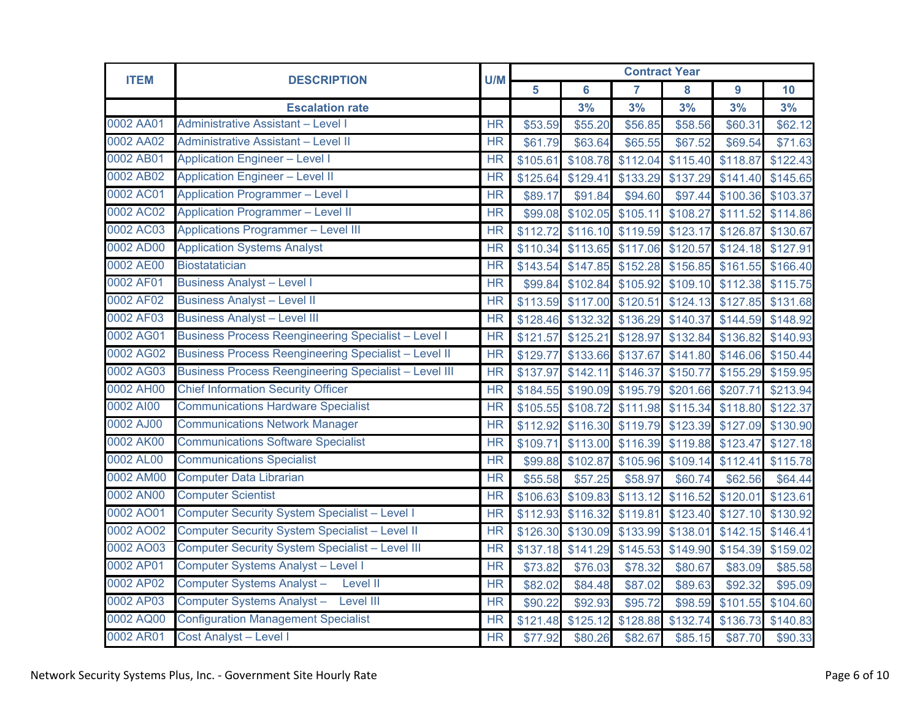| ITEM | DESCRIPTION | U/M | Contract Year | | | | | |
|---|---|---|---|---|---|---|---|---|
| | | | 5 | 6 | 7 | 8 | 9 | 10 |
| | **Escalation rate** | | | 3% | 3% | 3% | 3% | 3% |
| 0002 AA01 | Administrative Assistant – Level I | HR | $53.59 | $55.20 | $56.85 | $58.56 | $60.31 | $62.12 |
| 0002 AA02 | Administrative Assistant – Level II | HR | $61.79 | $63.64 | $65.55 | $67.52 | $69.54 | $71.63 |
| 0002 AB01 | Application Engineer – Level I | HR | $105.61 | $108.78 | $112.04 | $115.40 | $118.87 | $122.43 |
| 0002 AB02 | Application Engineer – Level II | HR | $125.64 | $129.41 | $133.29 | $137.29 | $141.40 | $145.65 |
| 0002 AC01 | Application Programmer – Level I | HR | $89.17 | $91.84 | $94.60 | $97.44 | $100.36 | $103.37 |
| 0002 AC02 | Application Programmer – Level II | HR | $99.08 | $102.05 | $105.11 | $108.27 | $111.52 | $114.86 |
| 0002 AC03 | Applications Programmer – Level III | HR | $112.72 | $116.10 | $119.59 | $123.17 | $126.87 | $130.67 |
| 0002 AD00 | Application Systems Analyst | HR | $110.34 | $113.65 | $117.06 | $120.57 | $124.18 | $127.91 |
| 0002 AE00 | Biostatatician | HR | $143.54 | $147.85 | $152.28 | $156.85 | $161.55 | $166.40 |
| 0002 AF01 | Business Analyst – Level I | HR | $99.84 | $102.84 | $105.92 | $109.10 | $112.38 | $115.75 |
| 0002 AF02 | Business Analyst – Level II | HR | $113.59 | $117.00 | $120.51 | $124.13 | $127.85 | $131.68 |
| 0002 AF03 | Business Analyst – Level III | HR | $128.46 | $132.32 | $136.29 | $140.37 | $144.59 | $148.92 |
| 0002 AG01 | Business Process Reengineering Specialist – Level I | HR | $121.57 | $125.21 | $128.97 | $132.84 | $136.82 | $140.93 |
| 0002 AG02 | Business Process Reengineering Specialist – Level II | HR | $129.77 | $133.66 | $137.67 | $141.80 | $146.06 | $150.44 |
| 0002 AG03 | Business Process Reengineering Specialist – Level III | HR | $137.97 | $142.11 | $146.37 | $150.77 | $155.29 | $159.95 |
| 0002 AH00 | Chief Information Security Officer | HR | $184.55 | $190.09 | $195.79 | $201.66 | $207.71 | $213.94 |
| 0002 AI00 | Communications Hardware Specialist | HR | $105.55 | $108.72 | $111.98 | $115.34 | $118.80 | $122.37 |
| 0002 AJ00 | Communications Network Manager | HR | $112.92 | $116.30 | $119.79 | $123.39 | $127.09 | $130.90 |
| 0002 AK00 | Communications Software Specialist | HR | $109.71 | $113.00 | $116.39 | $119.88 | $123.47 | $127.18 |
| 0002 AL00 | Communications Specialist | HR | $99.88 | $102.87 | $105.96 | $109.14 | $112.41 | $115.78 |
| 0002 AM00 | Computer Data Librarian | HR | $55.58 | $57.25 | $58.97 | $60.74 | $62.56 | $64.44 |
| 0002 AN00 | Computer Scientist | HR | $106.63 | $109.83 | $113.12 | $116.52 | $120.01 | $123.61 |
| 0002 AO01 | Computer Security System Specialist – Level I | HR | $112.93 | $116.32 | $119.81 | $123.40 | $127.10 | $130.92 |
| 0002 AO02 | Computer Security System Specialist – Level II | HR | $126.30 | $130.09 | $133.99 | $138.01 | $142.15 | $146.41 |
| 0002 AO03 | Computer Security System Specialist – Level III | HR | $137.18 | $141.29 | $145.53 | $149.90 | $154.39 | $159.02 |
| 0002 AP01 | Computer Systems Analyst – Level I | HR | $73.82 | $76.03 | $78.32 | $80.67 | $83.09 | $85.58 |
| 0002 AP02 | Computer Systems Analyst – Level II | HR | $82.02 | $84.48 | $87.02 | $89.63 | $92.32 | $95.09 |
| 0002 AP03 | Computer Systems Analyst – Level III | HR | $90.22 | $92.93 | $95.72 | $98.59 | $101.55 | $104.60 |
| 0002 AQ00 | Configuration Management Specialist | HR | $121.48 | $125.12 | $128.88 | $132.74 | $136.73 | $140.83 |
| 0002 AR01 | Cost Analyst – Level I | HR | $77.92 | $80.26 | $82.67 | $85.15 | $87.70 | $90.33 |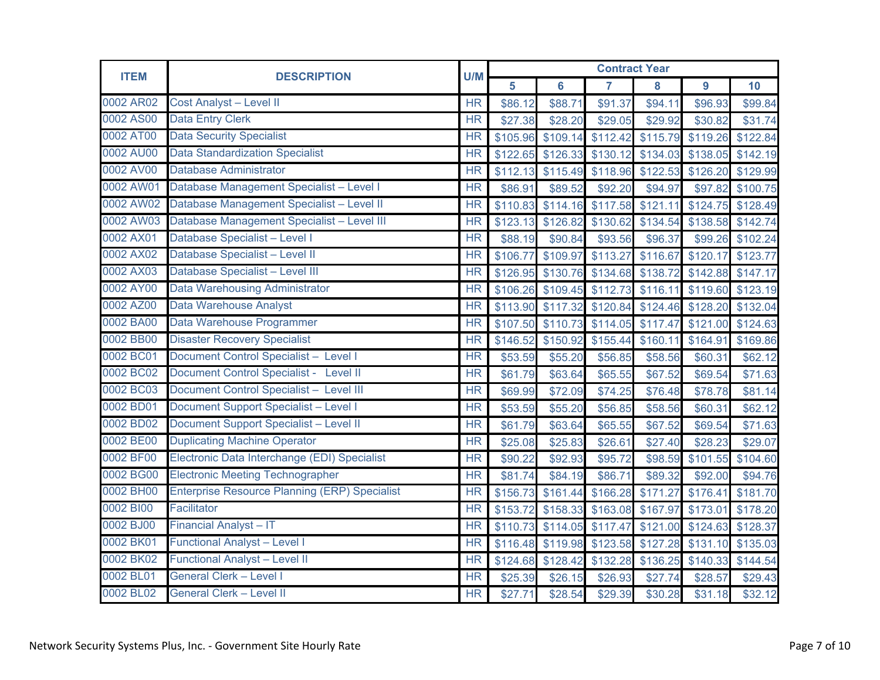| ITEM | DESCRIPTION | U/M | Contract Year | | | | | |
|---|---|---|---|---|---|---|---|---|
| | | | 5 | 6 | 7 | 8 | 9 | 10 |
| 0002 AR02 | Cost Analyst – Level II | HR | $86.12 | $88.71 | $91.37 | $94.11 | $96.93 | $99.84 |
| 0002 AS00 | Data Entry Clerk | HR | $27.38 | $28.20 | $29.05 | $29.92 | $30.82 | $31.74 |
| 0002 AT00 | Data Security Specialist | HR | $105.96 | $109.14 | $112.42 | $115.79 | $119.26 | $122.84 |
| 0002 AU00 | Data Standardization Specialist | HR | $122.65 | $126.33 | $130.12 | $134.03 | $138.05 | $142.19 |
| 0002 AV00 | Database Administrator | HR | $112.13 | $115.49 | $118.96 | $122.53 | $126.20 | $129.99 |
| 0002 AW01 | Database Management Specialist – Level I | HR | $86.91 | $89.52 | $92.20 | $94.97 | $97.82 | $100.75 |
| 0002 AW02 | Database Management Specialist – Level II | HR | $110.83 | $114.16 | $117.58 | $121.11 | $124.75 | $128.49 |
| 0002 AW03 | Database Management Specialist – Level III | HR | $123.13 | $126.82 | $130.62 | $134.54 | $138.58 | $142.74 |
| 0002 AX01 | Database Specialist – Level I | HR | $88.19 | $90.84 | $93.56 | $96.37 | $99.26 | $102.24 |
| 0002 AX02 | Database Specialist – Level II | HR | $106.77 | $109.97 | $113.27 | $116.67 | $120.17 | $123.77 |
| 0002 AX03 | Database Specialist – Level III | HR | $126.95 | $130.76 | $134.68 | $138.72 | $142.88 | $147.17 |
| 0002 AY00 | Data Warehousing Administrator | HR | $106.26 | $109.45 | $112.73 | $116.11 | $119.60 | $123.19 |
| 0002 AZ00 | Data Warehouse Analyst | HR | $113.90 | $117.32 | $120.84 | $124.46 | $128.20 | $132.04 |
| 0002 BA00 | Data Warehouse Programmer | HR | $107.50 | $110.73 | $114.05 | $117.47 | $121.00 | $124.63 |
| 0002 BB00 | Disaster Recovery Specialist | HR | $146.52 | $150.92 | $155.44 | $160.11 | $164.91 | $169.86 |
| 0002 BC01 | Document Control Specialist – Level I | HR | $53.59 | $55.20 | $56.85 | $58.56 | $60.31 | $62.12 |
| 0002 BC02 | Document Control Specialist - Level II | HR | $61.79 | $63.64 | $65.55 | $67.52 | $69.54 | $71.63 |
| 0002 BC03 | Document Control Specialist – Level III | HR | $69.99 | $72.09 | $74.25 | $76.48 | $78.78 | $81.14 |
| 0002 BD01 | Document Support Specialist – Level I | HR | $53.59 | $55.20 | $56.85 | $58.56 | $60.31 | $62.12 |
| 0002 BD02 | Document Support Specialist – Level II | HR | $61.79 | $63.64 | $65.55 | $67.52 | $69.54 | $71.63 |
| 0002 BE00 | Duplicating Machine Operator | HR | $25.08 | $25.83 | $26.61 | $27.40 | $28.23 | $29.07 |
| 0002 BF00 | Electronic Data Interchange (EDI) Specialist | HR | $90.22 | $92.93 | $95.72 | $98.59 | $101.55 | $104.60 |
| 0002 BG00 | Electronic Meeting Technographer | HR | $81.74 | $84.19 | $86.71 | $89.32 | $92.00 | $94.76 |
| 0002 BH00 | Enterprise Resource Planning (ERP) Specialist | HR | $156.73 | $161.44 | $166.28 | $171.27 | $176.41 | $181.70 |
| 0002 BI00 | Facilitator | HR | $153.72 | $158.33 | $163.08 | $167.97 | $173.01 | $178.20 |
| 0002 BJ00 | Financial Analyst – IT | HR | $110.73 | $114.05 | $117.47 | $121.00 | $124.63 | $128.37 |
| 0002 BK01 | Functional Analyst – Level I | HR | $116.48 | $119.98 | $123.58 | $127.28 | $131.10 | $135.03 |
| 0002 BK02 | Functional Analyst – Level II | HR | $124.68 | $128.42 | $132.28 | $136.25 | $140.33 | $144.54 |
| 0002 BL01 | General Clerk – Level I | HR | $25.39 | $26.15 | $26.93 | $27.74 | $28.57 | $29.43 |
| 0002 BL02 | General Clerk – Level II | HR | $27.71 | $28.54 | $29.39 | $30.28 | $31.18 | $32.12 |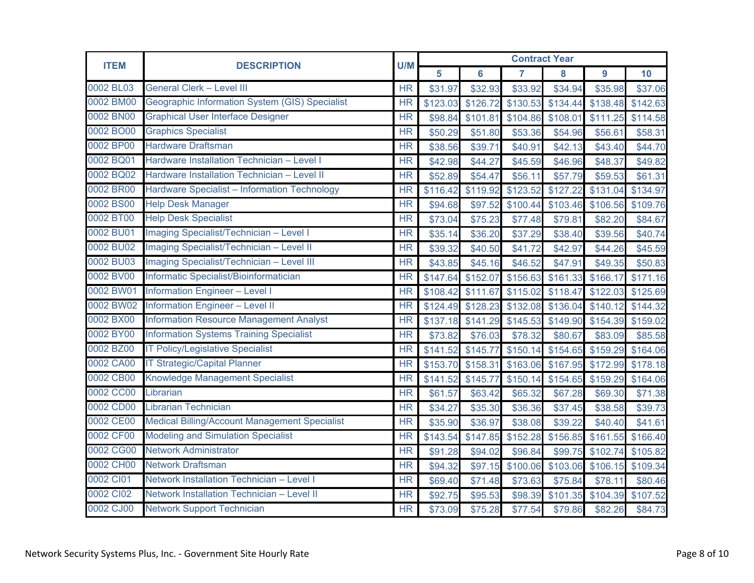| ITEM | DESCRIPTION | U/M | Contract Year | | | | | |
|---|---|---|---|---|---|---|---|---|
| | | | 5 | 6 | 7 | 8 | 9 | 10 |
| 0002 BL03 | General Clerk – Level III | HR | $31.97 | $32.93 | $33.92 | $34.94 | $35.98 | $37.06 |
| 0002 BM00 | Geographic Information System (GIS) Specialist | HR | $123.03 | $126.72 | $130.53 | $134.44 | $138.48 | $142.63 |
| 0002 BN00 | Graphical User Interface Designer | HR | $98.84 | $101.81 | $104.86 | $108.01 | $111.25 | $114.58 |
| 0002 BO00 | Graphics Specialist | HR | $50.29 | $51.80 | $53.36 | $54.96 | $56.61 | $58.31 |
| 0002 BP00 | Hardware Draftsman | HR | $38.56 | $39.71 | $40.91 | $42.13 | $43.40 | $44.70 |
| 0002 BQ01 | Hardware Installation Technician – Level I | HR | $42.98 | $44.27 | $45.59 | $46.96 | $48.37 | $49.82 |
| 0002 BQ02 | Hardware Installation Technician – Level II | HR | $52.89 | $54.47 | $56.11 | $57.79 | $59.53 | $61.31 |
| 0002 BR00 | Hardware Specialist – Information Technology | HR | $116.42 | $119.92 | $123.52 | $127.22 | $131.04 | $134.97 |
| 0002 BS00 | Help Desk Manager | HR | $94.68 | $97.52 | $100.44 | $103.46 | $106.56 | $109.76 |
| 0002 BT00 | Help Desk Specialist | HR | $73.04 | $75.23 | $77.48 | $79.81 | $82.20 | $84.67 |
| 0002 BU01 | Imaging Specialist/Technician – Level I | HR | $35.14 | $36.20 | $37.29 | $38.40 | $39.56 | $40.74 |
| 0002 BU02 | Imaging Specialist/Technician – Level II | HR | $39.32 | $40.50 | $41.72 | $42.97 | $44.26 | $45.59 |
| 0002 BU03 | Imaging Specialist/Technician – Level III | HR | $43.85 | $45.16 | $46.52 | $47.91 | $49.35 | $50.83 |
| 0002 BV00 | Informatic Specialist/Bioinformatician | HR | $147.64 | $152.07 | $156.63 | $161.33 | $166.17 | $171.16 |
| 0002 BW01 | Information Engineer – Level I | HR | $108.42 | $111.67 | $115.02 | $118.47 | $122.03 | $125.69 |
| 0002 BW02 | Information Engineer – Level II | HR | $124.49 | $128.23 | $132.08 | $136.04 | $140.12 | $144.32 |
| 0002 BX00 | Information Resource Management Analyst | HR | $137.18 | $141.29 | $145.53 | $149.90 | $154.39 | $159.02 |
| 0002 BY00 | Information Systems Training Specialist | HR | $73.82 | $76.03 | $78.32 | $80.67 | $83.09 | $85.58 |
| 0002 BZ00 | IT Policy/Legislative Specialist | HR | $141.52 | $145.77 | $150.14 | $154.65 | $159.29 | $164.06 |
| 0002 CA00 | IT Strategic/Capital Planner | HR | $153.70 | $158.31 | $163.06 | $167.95 | $172.99 | $178.18 |
| 0002 CB00 | Knowledge Management Specialist | HR | $141.52 | $145.77 | $150.14 | $154.65 | $159.29 | $164.06 |
| 0002 CC00 | Librarian | HR | $61.57 | $63.42 | $65.32 | $67.28 | $69.30 | $71.38 |
| 0002 CD00 | Librarian Technician | HR | $34.27 | $35.30 | $36.36 | $37.45 | $38.58 | $39.73 |
| 0002 CE00 | Medical Billing/Account Management Specialist | HR | $35.90 | $36.97 | $38.08 | $39.22 | $40.40 | $41.61 |
| 0002 CF00 | Modeling and Simulation Specialist | HR | $143.54 | $147.85 | $152.28 | $156.85 | $161.55 | $166.40 |
| 0002 CG00 | Network Administrator | HR | $91.28 | $94.02 | $96.84 | $99.75 | $102.74 | $105.82 |
| 0002 CH00 | Network Draftsman | HR | $94.32 | $97.15 | $100.06 | $103.06 | $106.15 | $109.34 |
| 0002 CI01 | Network Installation Technician – Level I | HR | $69.40 | $71.48 | $73.63 | $75.84 | $78.11 | $80.46 |
| 0002 CI02 | Network Installation Technician – Level II | HR | $92.75 | $95.53 | $98.39 | $101.35 | $104.39 | $107.52 |
| 0002 CJ00 | Network Support Technician | HR | $73.09 | $75.28 | $77.54 | $79.86 | $82.26 | $84.73 |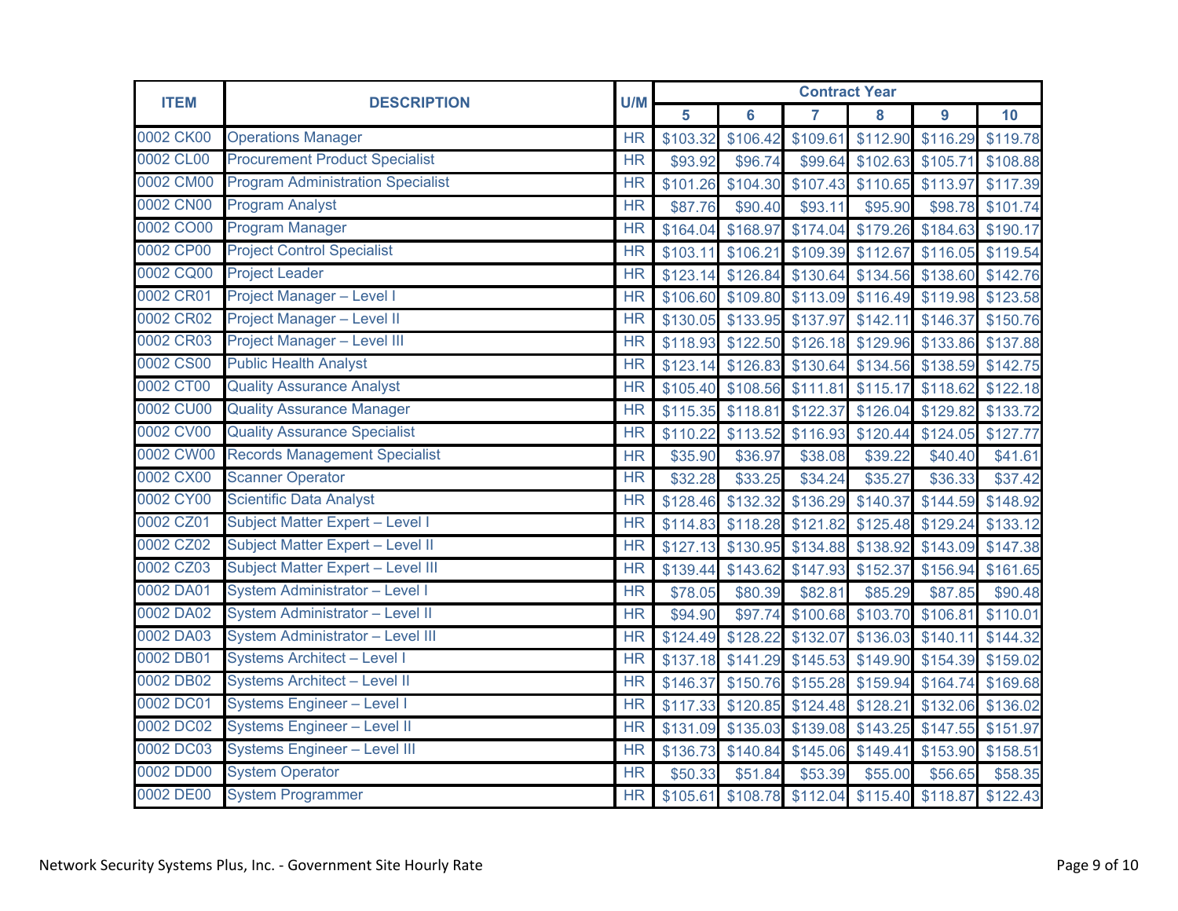| ITEM | DESCRIPTION | U/M | Contract Year | | | | | |
|---|---|---|---|---|---|---|---|---|
| | | | 5 | 6 | 7 | 8 | 9 | 10 |
| 0002 CK00 | Operations Manager | HR | $103.32 | $106.42 | $109.61 | $112.90 | $116.29 | $119.78 |
| 0002 CL00 | Procurement Product Specialist | HR | $93.92 | $96.74 | $99.64 | $102.63 | $105.71 | $108.88 |
| 0002 CM00 | Program Administration Specialist | HR | $101.26 | $104.30 | $107.43 | $110.65 | $113.97 | $117.39 |
| 0002 CN00 | Program Analyst | HR | $87.76 | $90.40 | $93.11 | $95.90 | $98.78 | $101.74 |
| 0002 CO00 | Program Manager | HR | $164.04 | $168.97 | $174.04 | $179.26 | $184.63 | $190.17 |
| 0002 CP00 | Project Control Specialist | HR | $103.11 | $106.21 | $109.39 | $112.67 | $116.05 | $119.54 |
| 0002 CQ00 | Project Leader | HR | $123.14 | $126.84 | $130.64 | $134.56 | $138.60 | $142.76 |
| 0002 CR01 | Project Manager – Level I | HR | $106.60 | $109.80 | $113.09 | $116.49 | $119.98 | $123.58 |
| 0002 CR02 | Project Manager – Level II | HR | $130.05 | $133.95 | $137.97 | $142.11 | $146.37 | $150.76 |
| 0002 CR03 | Project Manager – Level III | HR | $118.93 | $122.50 | $126.18 | $129.96 | $133.86 | $137.88 |
| 0002 CS00 | Public Health Analyst | HR | $123.14 | $126.83 | $130.64 | $134.56 | $138.59 | $142.75 |
| 0002 CT00 | Quality Assurance Analyst | HR | $105.40 | $108.56 | $111.81 | $115.17 | $118.62 | $122.18 |
| 0002 CU00 | Quality Assurance Manager | HR | $115.35 | $118.81 | $122.37 | $126.04 | $129.82 | $133.72 |
| 0002 CV00 | Quality Assurance Specialist | HR | $110.22 | $113.52 | $116.93 | $120.44 | $124.05 | $127.77 |
| 0002 CW00 | Records Management Specialist | HR | $35.90 | $36.97 | $38.08 | $39.22 | $40.40 | $41.61 |
| 0002 CX00 | Scanner Operator | HR | $32.28 | $33.25 | $34.24 | $35.27 | $36.33 | $37.42 |
| 0002 CY00 | Scientific Data Analyst | HR | $128.46 | $132.32 | $136.29 | $140.37 | $144.59 | $148.92 |
| 0002 CZ01 | Subject Matter Expert – Level I | HR | $114.83 | $118.28 | $121.82 | $125.48 | $129.24 | $133.12 |
| 0002 CZ02 | Subject Matter Expert – Level II | HR | $127.13 | $130.95 | $134.88 | $138.92 | $143.09 | $147.38 |
| 0002 CZ03 | Subject Matter Expert – Level III | HR | $139.44 | $143.62 | $147.93 | $152.37 | $156.94 | $161.65 |
| 0002 DA01 | System Administrator – Level I | HR | $78.05 | $80.39 | $82.81 | $85.29 | $87.85 | $90.48 |
| 0002 DA02 | System Administrator – Level II | HR | $94.90 | $97.74 | $100.68 | $103.70 | $106.81 | $110.01 |
| 0002 DA03 | System Administrator – Level III | HR | $124.49 | $128.22 | $132.07 | $136.03 | $140.11 | $144.32 |
| 0002 DB01 | Systems Architect – Level I | HR | $137.18 | $141.29 | $145.53 | $149.90 | $154.39 | $159.02 |
| 0002 DB02 | Systems Architect – Level II | HR | $146.37 | $150.76 | $155.28 | $159.94 | $164.74 | $169.68 |
| 0002 DC01 | Systems Engineer – Level I | HR | $117.33 | $120.85 | $124.48 | $128.21 | $132.06 | $136.02 |
| 0002 DC02 | Systems Engineer – Level II | HR | $131.09 | $135.03 | $139.08 | $143.25 | $147.55 | $151.97 |
| 0002 DC03 | Systems Engineer – Level III | HR | $136.73 | $140.84 | $145.06 | $149.41 | $153.90 | $158.51 |
| 0002 DD00 | System Operator | HR | $50.33 | $51.84 | $53.39 | $55.00 | $56.65 | $58.35 |
| 0002 DE00 | System Programmer | HR | $105.61 | $108.78 | $112.04 | $115.40 | $118.87 | $122.43 |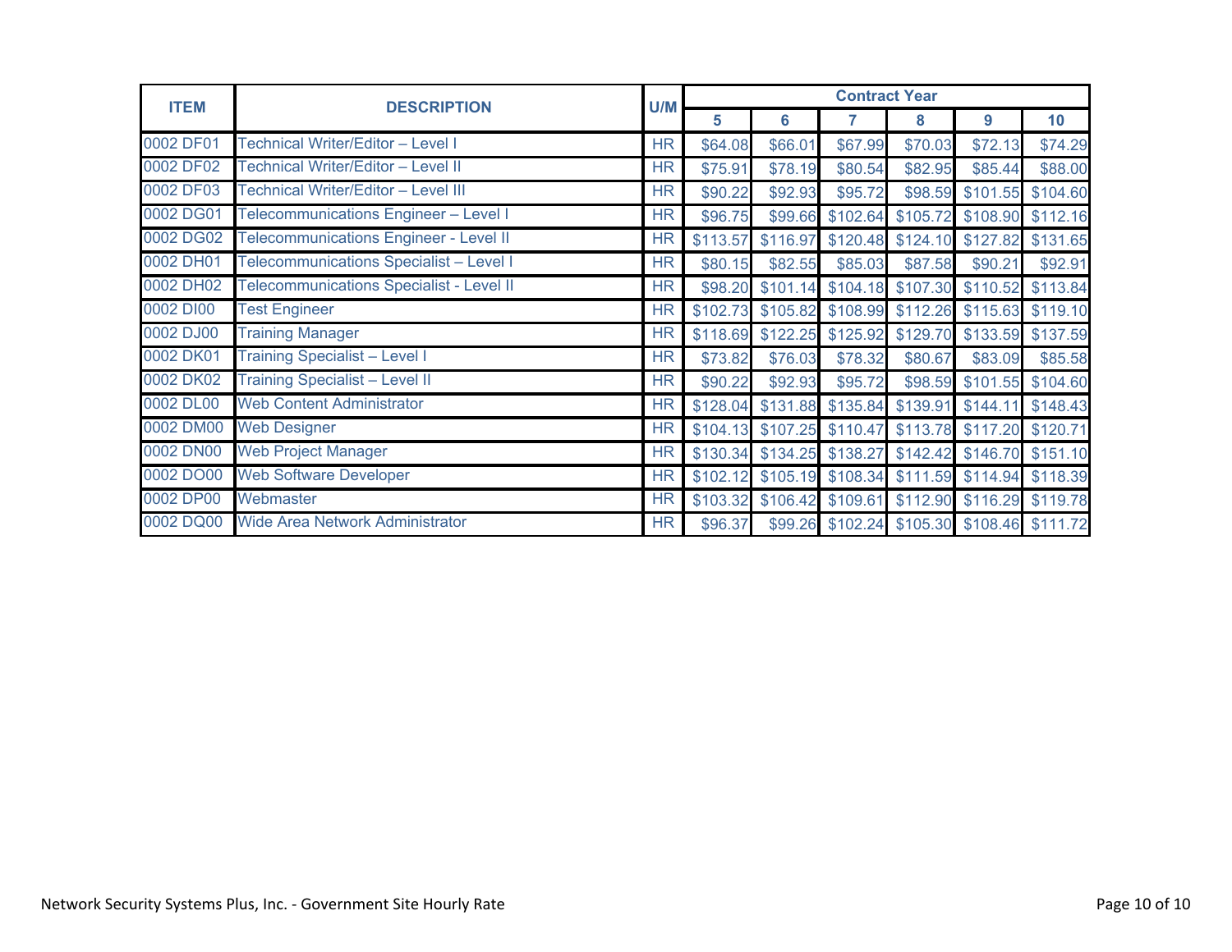| ITEM | DESCRIPTION | U/M | Contract Year | | | | | |
|---|---|---|---|---|---|---|---|---|
| | | | 5 | 6 | 7 | 8 | 9 | 10 |
| 0002 DF01 | Technical Writer/Editor – Level I | HR | $64.08 | $66.01 | $67.99 | $70.03 | $72.13 | $74.29 |
| 0002 DF02 | Technical Writer/Editor – Level II | HR | $75.91 | $78.19 | $80.54 | $82.95 | $85.44 | $88.00 |
| 0002 DF03 | Technical Writer/Editor – Level III | HR | $90.22 | $92.93 | $95.72 | $98.59 | $101.55 | $104.60 |
| 0002 DG01 | Telecommunications Engineer – Level I | HR | $96.75 | $99.66 | $102.64 | $105.72 | $108.90 | $112.16 |
| 0002 DG02 | Telecommunications Engineer - Level II | HR | $113.57 | $116.97 | $120.48 | $124.10 | $127.82 | $131.65 |
| 0002 DH01 | Telecommunications Specialist – Level I | HR | $80.15 | $82.55 | $85.03 | $87.58 | $90.21 | $92.91 |
| 0002 DH02 | Telecommunications Specialist - Level II | HR | $98.20 | $101.14 | $104.18 | $107.30 | $110.52 | $113.84 |
| 0002 DI00 | Test Engineer | HR | $102.73 | $105.82 | $108.99 | $112.26 | $115.63 | $119.10 |
| 0002 DJ00 | Training Manager | HR | $118.69 | $122.25 | $125.92 | $129.70 | $133.59 | $137.59 |
| 0002 DK01 | Training Specialist – Level I | HR | $73.82 | $76.03 | $78.32 | $80.67 | $83.09 | $85.58 |
| 0002 DK02 | Training Specialist – Level II | HR | $90.22 | $92.93 | $95.72 | $98.59 | $101.55 | $104.60 |
| 0002 DL00 | Web Content Administrator | HR | $128.04 | $131.88 | $135.84 | $139.91 | $144.11 | $148.43 |
| 0002 DM00 | Web Designer | HR | $104.13 | $107.25 | $110.47 | $113.78 | $117.20 | $120.71 |
| 0002 DN00 | Web Project Manager | HR | $130.34 | $134.25 | $138.27 | $142.42 | $146.70 | $151.10 |
| 0002 DO00 | Web Software Developer | HR | $102.12 | $105.19 | $108.34 | $111.59 | $114.94 | $118.39 |
| 0002 DP00 | Webmaster | HR | $103.32 | $106.42 | $109.61 | $112.90 | $116.29 | $119.78 |
| 0002 DQ00 | Wide Area Network Administrator | HR | $96.37 | $99.26 | $102.24 | $105.30 | $108.46 | $111.72 |